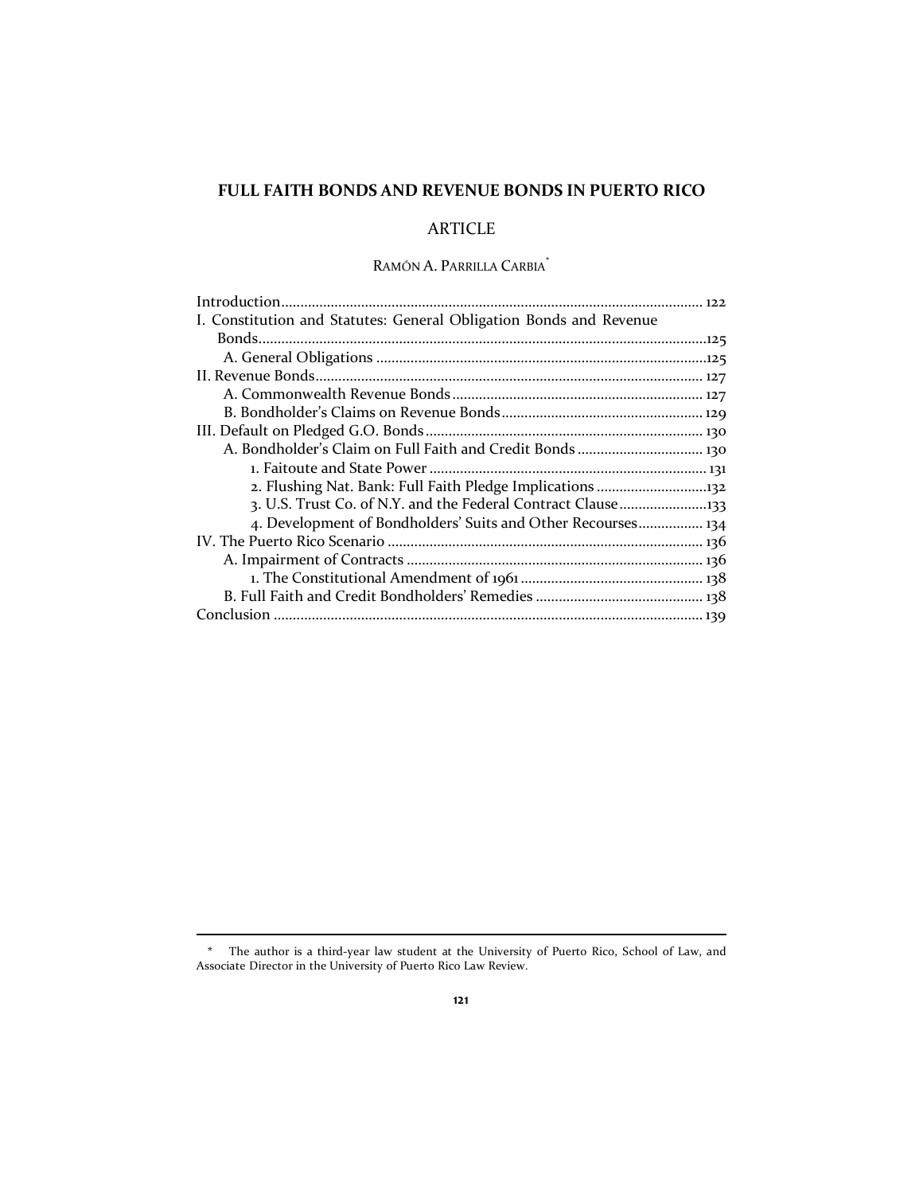# FULL FAITH BONDS AND REVENUE BONDS IN PUERTO RICO

## ARTICLE

RAMÓN A. PARRILLA CARBIA*

Introduction .......... 122
I. Constitution and Statutes: General Obligation Bonds and Revenue Bonds .......... 125
  A. General Obligations .......... 125
II. Revenue Bonds .......... 127
  A. Commonwealth Revenue Bonds .......... 127
  B. Bondholder's Claims on Revenue Bonds .......... 129
III. Default on Pledged G.O. Bonds .......... 130
  A. Bondholder's Claim on Full Faith and Credit Bonds .......... 130
    1. Faitoute and State Power .......... 131
    2. Flushing Nat. Bank: Full Faith Pledge Implications .......... 132
    3. U.S. Trust Co. of N.Y. and the Federal Contract Clause .......... 133
    4. Development of Bondholders' Suits and Other Recourses .......... 134
IV. The Puerto Rico Scenario .......... 136
  A. Impairment of Contracts .......... 136
    1. The Constitutional Amendment of 1961 .......... 138
  B. Full Faith and Credit Bondholders' Remedies .......... 138
Conclusion .......... 139

---

\* The author is a third-year law student at the University of Puerto Rico, School of Law, and Associate Director in the University of Puerto Rico Law Review.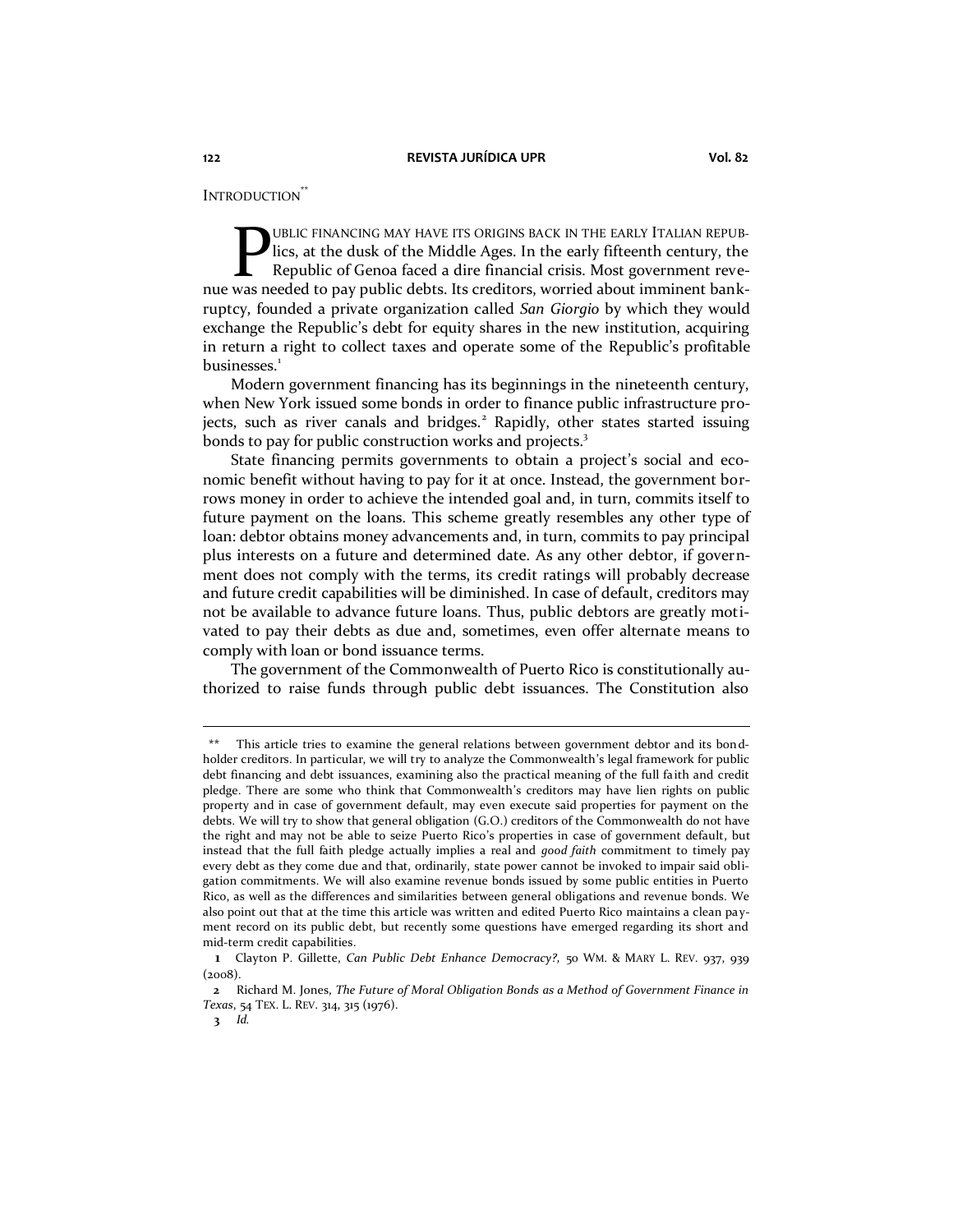## INTRODUCTION[**]

PUBLIC FINANCING MAY HAVE ITS ORIGINS BACK IN THE EARLY ITALIAN REPUBlics, at the dusk of the Middle Ages. In the early fifteenth century, the Republic of Genoa faced a dire financial crisis. Most government revenue was needed to pay public debts. Its creditors, worried about imminent bankruptcy, founded a private organization called *San Giorgio* by which they would exchange the Republic's debt for equity shares in the new institution, acquiring in return a right to collect taxes and operate some of the Republic's profitable businesses.[1]

Modern government financing has its beginnings in the nineteenth century, when New York issued some bonds in order to finance public infrastructure projects, such as river canals and bridges.[2] Rapidly, other states started issuing bonds to pay for public construction works and projects.[3]

State financing permits governments to obtain a project's social and economic benefit without having to pay for it at once. Instead, the government borrows money in order to achieve the intended goal and, in turn, commits itself to future payment on the loans. This scheme greatly resembles any other type of loan: debtor obtains money advancements and, in turn, commits to pay principal plus interests on a future and determined date. As any other debtor, if government does not comply with the terms, its credit ratings will probably decrease and future credit capabilities will be diminished. In case of default, creditors may not be available to advance future loans. Thus, public debtors are greatly motivated to pay their debts as due and, sometimes, even offer alternate means to comply with loan or bond issuance terms.

The government of the Commonwealth of Puerto Rico is constitutionally authorized to raise funds through public debt issuances. The Constitution also

---

** This article tries to examine the general relations between government debtor and its bondholder creditors. In particular, we will try to analyze the Commonwealth's legal framework for public debt financing and debt issuances, examining also the practical meaning of the full faith and credit pledge. There are some who think that Commonwealth's creditors may have lien rights on public property and in case of government default, may even execute said properties for payment on the debts. We will try to show that general obligation (G.O.) creditors of the Commonwealth do not have the right and may not be able to seize Puerto Rico's properties in case of government default, but instead that the full faith pledge actually implies a real and *good faith* commitment to timely pay every debt as they come due and that, ordinarily, state power cannot be invoked to impair said obligation commitments. We will also examine revenue bonds issued by some public entities in Puerto Rico, as well as the differences and similarities between general obligations and revenue bonds. We also point out that at the time this article was written and edited Puerto Rico maintains a clean payment record on its public debt, but recently some questions have emerged regarding its short and mid-term credit capabilities.

**1** Clayton P. Gillette, *Can Public Debt Enhance Democracy?*, 50 WM. & MARY L. REV. 937, 939 (2008).

**2** Richard M. Jones, *The Future of Moral Obligation Bonds as a Method of Government Finance in Texas*, 54 TEX. L. REV. 314, 315 (1976).

**3** *Id.*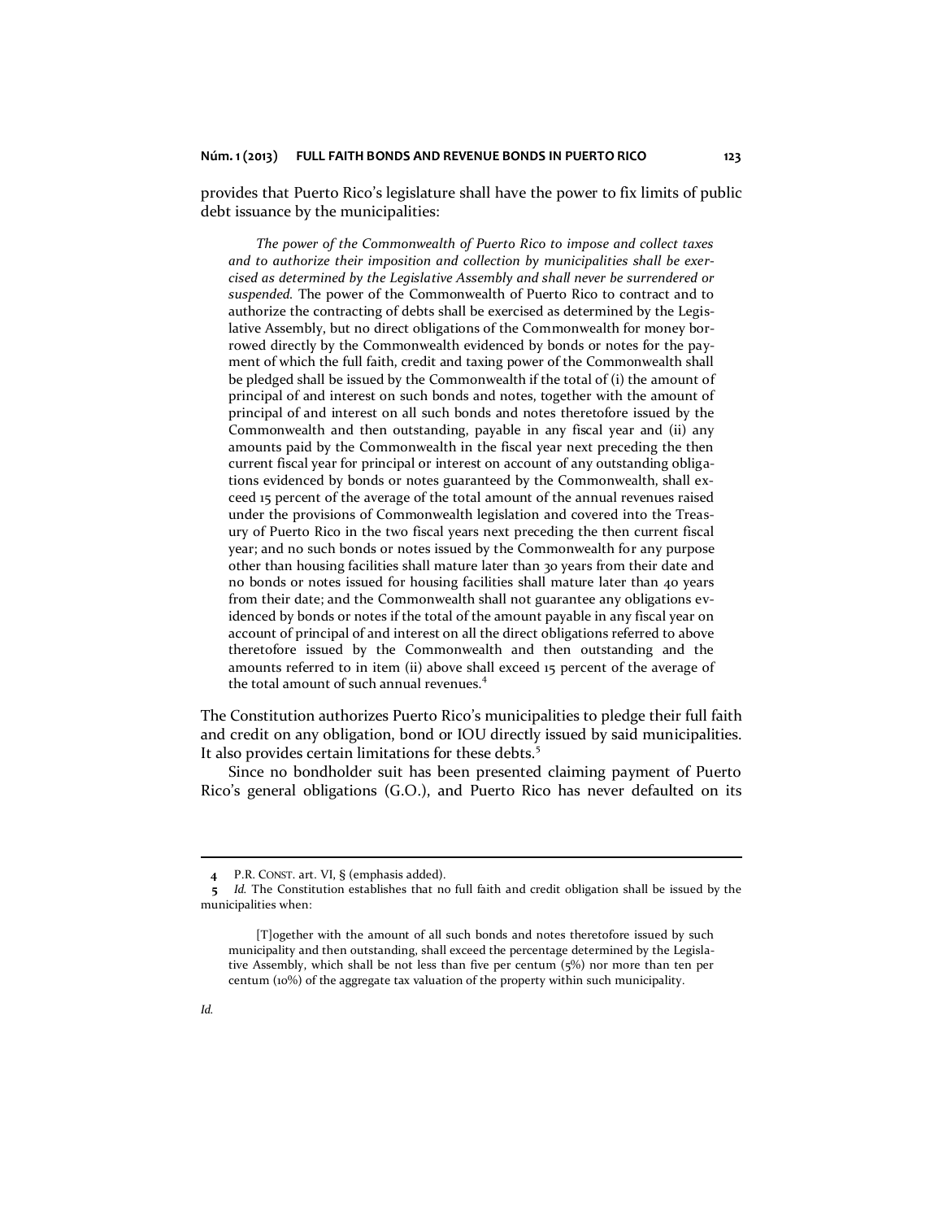provides that Puerto Rico's legislature shall have the power to fix limits of public debt issuance by the municipalities:

> *The power of the Commonwealth of Puerto Rico to impose and collect taxes and to authorize their imposition and collection by municipalities shall be exercised as determined by the Legislative Assembly and shall never be surrendered or suspended.* The power of the Commonwealth of Puerto Rico to contract and to authorize the contracting of debts shall be exercised as determined by the Legislative Assembly, but no direct obligations of the Commonwealth for money borrowed directly by the Commonwealth evidenced by bonds or notes for the payment of which the full faith, credit and taxing power of the Commonwealth shall be pledged shall be issued by the Commonwealth if the total of (i) the amount of principal of and interest on such bonds and notes, together with the amount of principal of and interest on all such bonds and notes theretofore issued by the Commonwealth and then outstanding, payable in any fiscal year and (ii) any amounts paid by the Commonwealth in the fiscal year next preceding the then current fiscal year for principal or interest on account of any outstanding obligations evidenced by bonds or notes guaranteed by the Commonwealth, shall exceed 15 percent of the average of the total amount of the annual revenues raised under the provisions of Commonwealth legislation and covered into the Treasury of Puerto Rico in the two fiscal years next preceding the then current fiscal year; and no such bonds or notes issued by the Commonwealth for any purpose other than housing facilities shall mature later than 30 years from their date and no bonds or notes issued for housing facilities shall mature later than 40 years from their date; and the Commonwealth shall not guarantee any obligations evidenced by bonds or notes if the total of the amount payable in any fiscal year on account of principal of and interest on all the direct obligations referred to above theretofore issued by the Commonwealth and then outstanding and the amounts referred to in item (ii) above shall exceed 15 percent of the average of the total amount of such annual revenues.[4]

The Constitution authorizes Puerto Rico's municipalities to pledge their full faith and credit on any obligation, bond or IOU directly issued by said municipalities. It also provides certain limitations for these debts.[5]

Since no bondholder suit has been presented claiming payment of Puerto Rico's general obligations (G.O.), and Puerto Rico has never defaulted on its

---

[4] P.R. CONST. art. VI, § (emphasis added).

[5] *Id.* The Constitution establishes that no full faith and credit obligation shall be issued by the municipalities when:

> [T]ogether with the amount of all such bonds and notes theretofore issued by such municipality and then outstanding, shall exceed the percentage determined by the Legislative Assembly, which shall be not less than five per centum (5%) nor more than ten per centum (10%) of the aggregate tax valuation of the property within such municipality.

*Id.*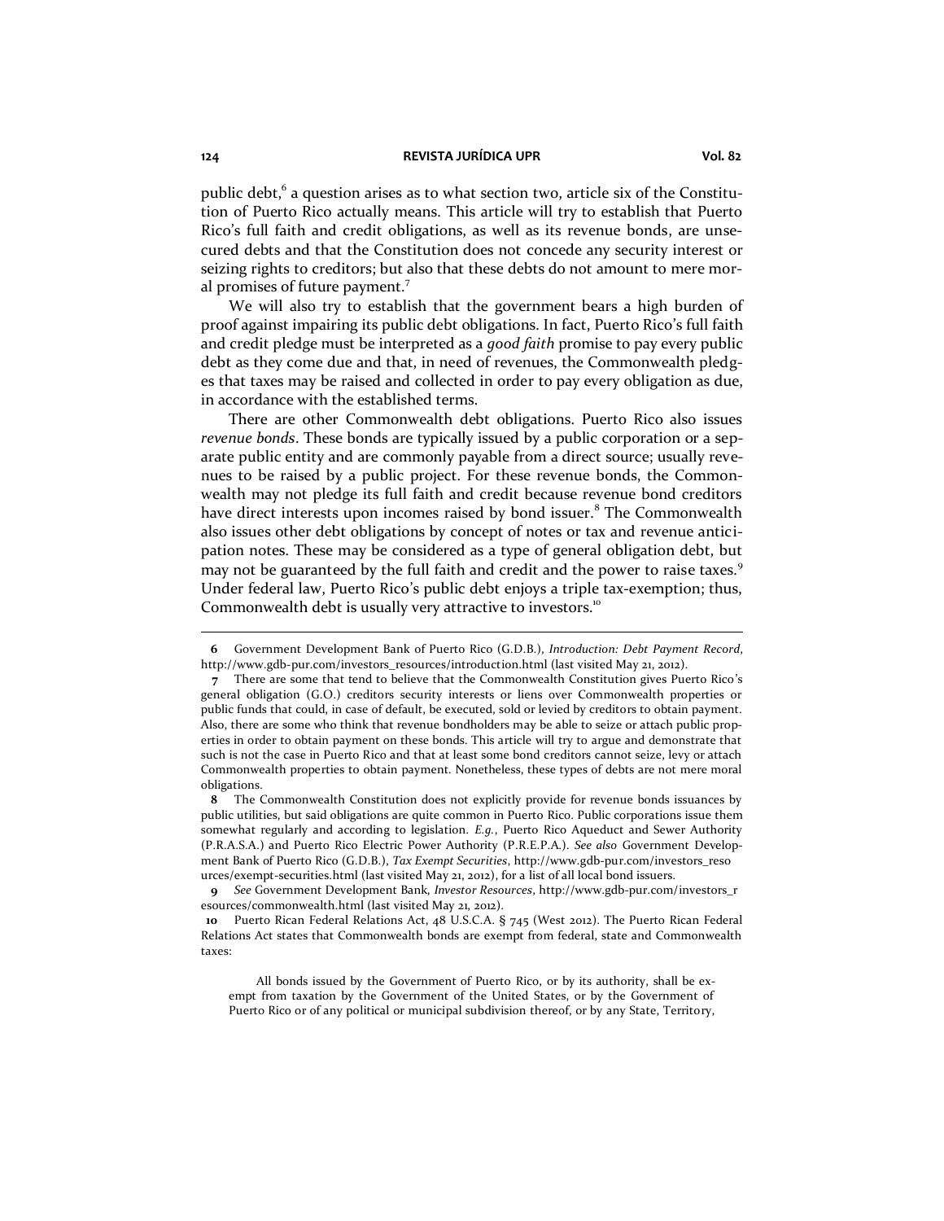public debt,[6] a question arises as to what section two, article six of the Constitution of Puerto Rico actually means. This article will try to establish that Puerto Rico's full faith and credit obligations, as well as its revenue bonds, are unsecured debts and that the Constitution does not concede any security interest or seizing rights to creditors; but also that these debts do not amount to mere moral promises of future payment.[7]

We will also try to establish that the government bears a high burden of proof against impairing its public debt obligations. In fact, Puerto Rico's full faith and credit pledge must be interpreted as a *good faith* promise to pay every public debt as they come due and that, in need of revenues, the Commonwealth pledges that taxes may be raised and collected in order to pay every obligation as due, in accordance with the established terms.

There are other Commonwealth debt obligations. Puerto Rico also issues *revenue bonds*. These bonds are typically issued by a public corporation or a separate public entity and are commonly payable from a direct source; usually revenues to be raised by a public project. For these revenue bonds, the Commonwealth may not pledge its full faith and credit because revenue bond creditors have direct interests upon incomes raised by bond issuer.[8] The Commonwealth also issues other debt obligations by concept of notes or tax and revenue anticipation notes. These may be considered as a type of general obligation debt, but may not be guaranteed by the full faith and credit and the power to raise taxes.[9] Under federal law, Puerto Rico's public debt enjoys a triple tax-exemption; thus, Commonwealth debt is usually very attractive to investors.[10]

---

**6** Government Development Bank of Puerto Rico (G.D.B.), *Introduction: Debt Payment Record*, http://www.gdb-pur.com/investors_resources/introduction.html (last visited May 21, 2012).

**7** There are some that tend to believe that the Commonwealth Constitution gives Puerto Rico's general obligation (G.O.) creditors security interests or liens over Commonwealth properties or public funds that could, in case of default, be executed, sold or levied by creditors to obtain payment. Also, there are some who think that revenue bondholders may be able to seize or attach public properties in order to obtain payment on these bonds. This article will try to argue and demonstrate that such is not the case in Puerto Rico and that at least some bond creditors cannot seize, levy or attach Commonwealth properties to obtain payment. Nonetheless, these types of debts are not mere moral obligations.

**8** The Commonwealth Constitution does not explicitly provide for revenue bonds issuances by public utilities, but said obligations are quite common in Puerto Rico. Public corporations issue them somewhat regularly and according to legislation. *E.g.*, Puerto Rico Aqueduct and Sewer Authority (P.R.A.S.A.) and Puerto Rico Electric Power Authority (P.R.E.P.A.). *See also* Government Development Bank of Puerto Rico (G.D.B.), *Tax Exempt Securities*, http://www.gdb-pur.com/investors_resources/exempt-securities.html (last visited May 21, 2012), for a list of all local bond issuers.

**9** *See* Government Development Bank, *Investor Resources*, http://www.gdb-pur.com/investors_resources/commonwealth.html (last visited May 21, 2012).

**10** Puerto Rican Federal Relations Act, 48 U.S.C.A. § 745 (West 2012). The Puerto Rican Federal Relations Act states that Commonwealth bonds are exempt from federal, state and Commonwealth taxes:

> All bonds issued by the Government of Puerto Rico, or by its authority, shall be exempt from taxation by the Government of the United States, or by the Government of Puerto Rico or of any political or municipal subdivision thereof, or by any State, Territory,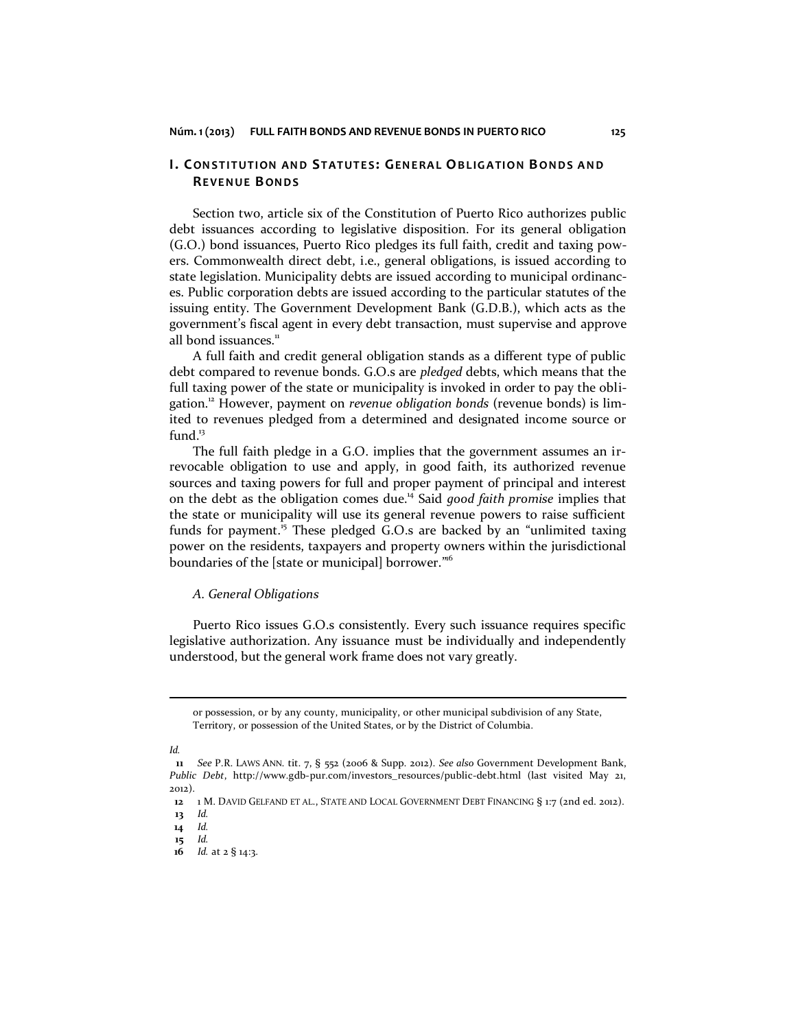## I. Constitution and Statutes: General Obligation Bonds and Revenue Bonds

Section two, article six of the Constitution of Puerto Rico authorizes public debt issuances according to legislative disposition. For its general obligation (G.O.) bond issuances, Puerto Rico pledges its full faith, credit and taxing powers. Commonwealth direct debt, i.e., general obligations, is issued according to state legislation. Municipality debts are issued according to municipal ordinances. Public corporation debts are issued according to the particular statutes of the issuing entity. The Government Development Bank (G.D.B.), which acts as the government's fiscal agent in every debt transaction, must supervise and approve all bond issuances.[11]

A full faith and credit general obligation stands as a different type of public debt compared to revenue bonds. G.O.s are *pledged* debts, which means that the full taxing power of the state or municipality is invoked in order to pay the obligation.[12] However, payment on *revenue obligation bonds* (revenue bonds) is limited to revenues pledged from a determined and designated income source or fund.[13]

The full faith pledge in a G.O. implies that the government assumes an irrevocable obligation to use and apply, in good faith, its authorized revenue sources and taxing powers for full and proper payment of principal and interest on the debt as the obligation comes due.[14] Said *good faith promise* implies that the state or municipality will use its general revenue powers to raise sufficient funds for payment.[15] These pledged G.O.s are backed by an "unlimited taxing power on the residents, taxpayers and property owners within the jurisdictional boundaries of the [state or municipal] borrower."[16]

### *A. General Obligations*

Puerto Rico issues G.O.s consistently. Every such issuance requires specific legislative authorization. Any issuance must be individually and independently understood, but the general work frame does not vary greatly.

---

or possession, or by any county, municipality, or other municipal subdivision of any State, Territory, or possession of the United States, or by the District of Columbia.

*Id.*

11 *See* P.R. LAWS ANN. tit. 7, § 552 (2006 & Supp. 2012). *See also* Government Development Bank, *Public Debt*, http://www.gdb-pur.com/investors_resources/public-debt.html (last visited May 21, 2012).

12 1 M. DAVID GELFAND ET AL., STATE AND LOCAL GOVERNMENT DEBT FINANCING § 1:7 (2nd ed. 2012).

13 *Id.*

14 *Id.*

15 *Id.*

16 *Id.* at 2 § 14:3.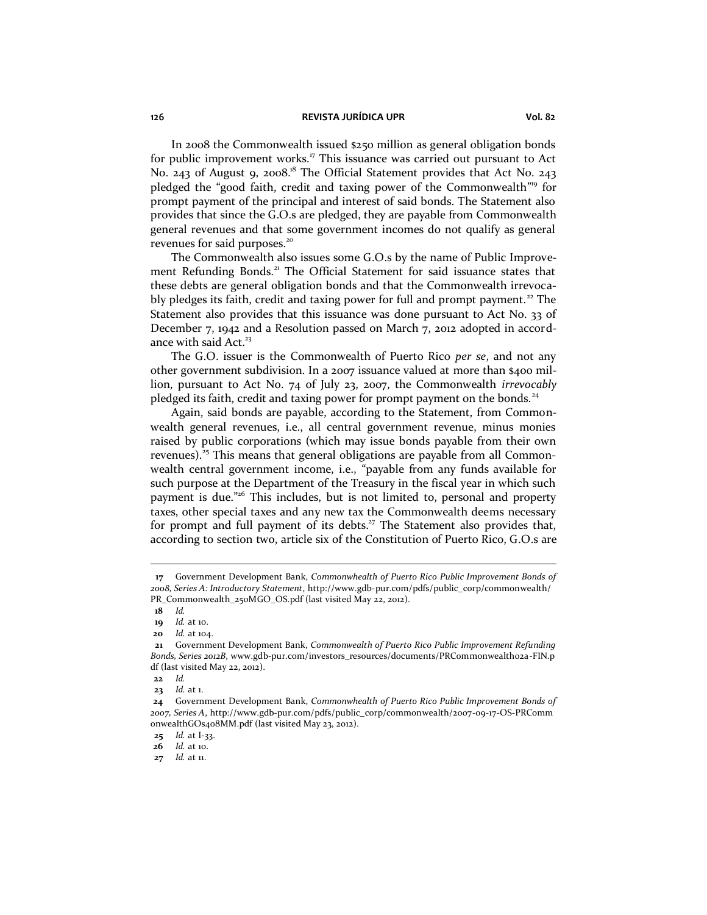In 2008 the Commonwealth issued $250 million as general obligation bonds for public improvement works.[17] This issuance was carried out pursuant to Act No. 243 of August 9, 2008.[18] The Official Statement provides that Act No. 243 pledged the "good faith, credit and taxing power of the Commonwealth"[19] for prompt payment of the principal and interest of said bonds. The Statement also provides that since the G.O.s are pledged, they are payable from Commonwealth general revenues and that some government incomes do not qualify as general revenues for said purposes.[20]

The Commonwealth also issues some G.O.s by the name of Public Improvement Refunding Bonds.[21] The Official Statement for said issuance states that these debts are general obligation bonds and that the Commonwealth irrevocably pledges its faith, credit and taxing power for full and prompt payment.[22] The Statement also provides that this issuance was done pursuant to Act No. 33 of December 7, 1942 and a Resolution passed on March 7, 2012 adopted in accordance with said Act.[23]

The G.O. issuer is the Commonwealth of Puerto Rico *per se*, and not any other government subdivision. In a 2007 issuance valued at more than $400 million, pursuant to Act No. 74 of July 23, 2007, the Commonwealth *irrevocably* pledged its faith, credit and taxing power for prompt payment on the bonds.[24]

Again, said bonds are payable, according to the Statement, from Commonwealth general revenues, i.e., all central government revenue, minus monies raised by public corporations (which may issue bonds payable from their own revenues).[25] This means that general obligations are payable from all Commonwealth central government income, i.e., "payable from any funds available for such purpose at the Department of the Treasury in the fiscal year in which such payment is due."[26] This includes, but is not limited to, personal and property taxes, other special taxes and any new tax the Commonwealth deems necessary for prompt and full payment of its debts.[27] The Statement also provides that, according to section two, article six of the Constitution of Puerto Rico, G.O.s are

---

17 Government Development Bank, *Commonwhealth of Puerto Rico Public Improvement Bonds of 2008, Series A: Introductory Statement*, http://www.gdb-pur.com/pdfs/public_corp/commonwealth/PR_Commonwealth_250MGO_OS.pdf (last visited May 22, 2012).

18 *Id.*

19 *Id.* at 10.

20 *Id.* at 104.

21 Government Development Bank, *Commonwhealth of Puerto Rico Public Improvement Refunding Bonds, Series 2012B*, www.gdb-pur.com/investors_resources/documents/PRCommonwealth02a-FIN.pdf (last visited May 22, 2012).

22 *Id.*

23 *Id.* at 1.

24 Government Development Bank, *Commonwhealth of Puerto Rico Public Improvement Bonds of 2007, Series A*, http://www.gdb-pur.com/pdfs/public_corp/commonwealth/2007-09-17-OS-PRCommonwealthGOs408MM.pdf (last visited May 23, 2012).

25 *Id.* at I-33.

26 *Id.* at 10.

27 *Id.* at 11.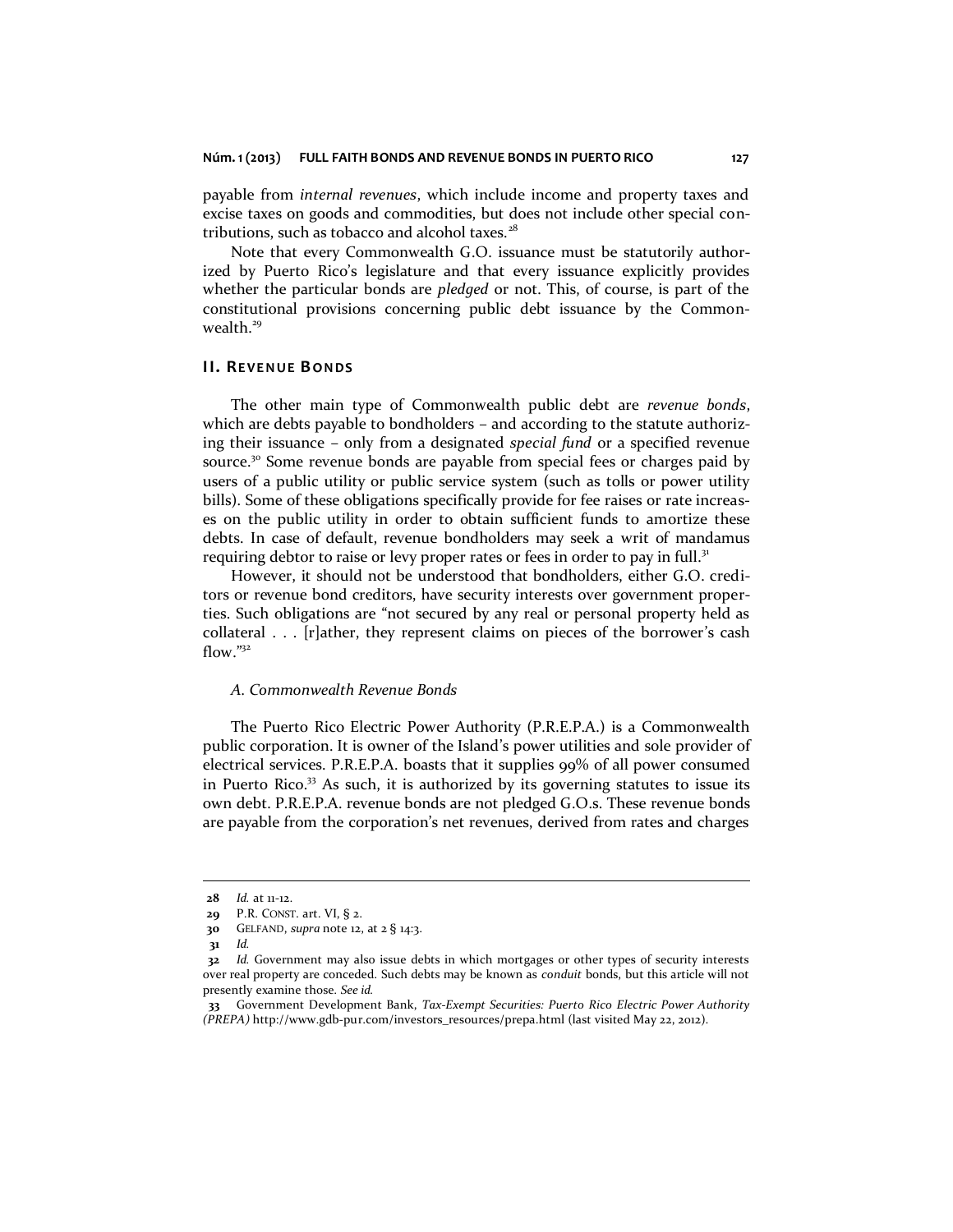payable from *internal revenues*, which include income and property taxes and excise taxes on goods and commodities, but does not include other special contributions, such as tobacco and alcohol taxes.[28]

Note that every Commonwealth G.O. issuance must be statutorily authorized by Puerto Rico's legislature and that every issuance explicitly provides whether the particular bonds are *pledged* or not. This, of course, is part of the constitutional provisions concerning public debt issuance by the Commonwealth.[29]

## II. Revenue Bonds

The other main type of Commonwealth public debt are *revenue bonds*, which are debts payable to bondholders – and according to the statute authorizing their issuance – only from a designated *special fund* or a specified revenue source.[30] Some revenue bonds are payable from special fees or charges paid by users of a public utility or public service system (such as tolls or power utility bills). Some of these obligations specifically provide for fee raises or rate increases on the public utility in order to obtain sufficient funds to amortize these debts. In case of default, revenue bondholders may seek a writ of mandamus requiring debtor to raise or levy proper rates or fees in order to pay in full.[31]

However, it should not be understood that bondholders, either G.O. creditors or revenue bond creditors, have security interests over government properties. Such obligations are "not secured by any real or personal property held as collateral . . . [r]ather, they represent claims on pieces of the borrower's cash flow."[32]

### *A. Commonwealth Revenue Bonds*

The Puerto Rico Electric Power Authority (P.R.E.P.A.) is a Commonwealth public corporation. It is owner of the Island's power utilities and sole provider of electrical services. P.R.E.P.A. boasts that it supplies 99% of all power consumed in Puerto Rico.[33] As such, it is authorized by its governing statutes to issue its own debt. P.R.E.P.A. revenue bonds are not pledged G.O.s. These revenue bonds are payable from the corporation's net revenues, derived from rates and charges

---

**28** *Id.* at 11-12.

**29** P.R. CONST. art. VI, § 2.

**30** GELFAND, *supra* note 12, at 2 § 14:3.

**31** *Id.*

**32** *Id.* Government may also issue debts in which mortgages or other types of security interests over real property are conceded. Such debts may be known as *conduit* bonds, but this article will not presently examine those. *See id.*

**33** Government Development Bank, *Tax-Exempt Securities: Puerto Rico Electric Power Authority (PREPA)* http://www.gdb-pur.com/investors_resources/prepa.html (last visited May 22, 2012).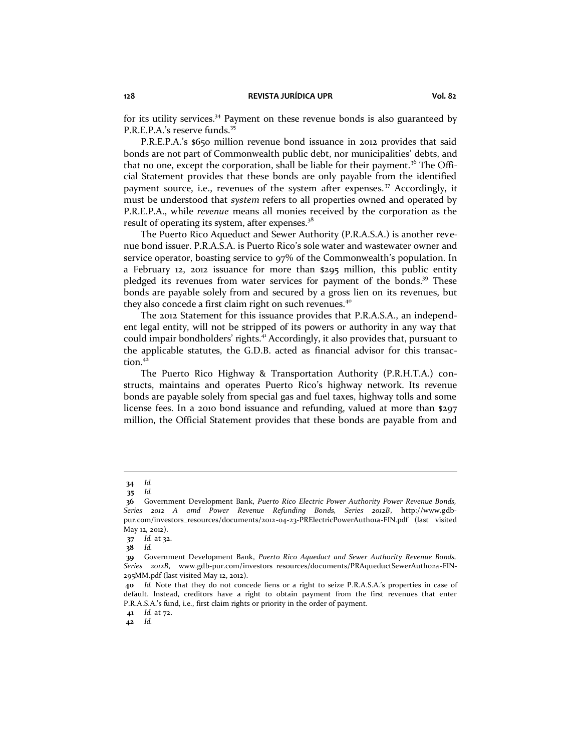for its utility services.[34] Payment on these revenue bonds is also guaranteed by P.R.E.P.A.'s reserve funds.[35]

P.R.E.P.A.'s $650 million revenue bond issuance in 2012 provides that said bonds are not part of Commonwealth public debt, nor municipalities' debts, and that no one, except the corporation, shall be liable for their payment.[36] The Official Statement provides that these bonds are only payable from the identified payment source, i.e., revenues of the system after expenses.[37] Accordingly, it must be understood that *system* refers to all properties owned and operated by P.R.E.P.A., while *revenue* means all monies received by the corporation as the result of operating its system, after expenses.[38]

The Puerto Rico Aqueduct and Sewer Authority (P.R.A.S.A.) is another revenue bond issuer. P.R.A.S.A. is Puerto Rico's sole water and wastewater owner and service operator, boasting service to 97% of the Commonwealth's population. In a February 12, 2012 issuance for more than $295 million, this public entity pledged its revenues from water services for payment of the bonds.[39] These bonds are payable solely from and secured by a gross lien on its revenues, but they also concede a first claim right on such revenues.[40]

The 2012 Statement for this issuance provides that P.R.A.S.A., an independent legal entity, will not be stripped of its powers or authority in any way that could impair bondholders' rights.[41] Accordingly, it also provides that, pursuant to the applicable statutes, the G.D.B. acted as financial advisor for this transaction.[42]

The Puerto Rico Highway & Transportation Authority (P.R.H.T.A.) constructs, maintains and operates Puerto Rico's highway network. Its revenue bonds are payable solely from special gas and fuel taxes, highway tolls and some license fees. In a 2010 bond issuance and refunding, valued at more than $297 million, the Official Statement provides that these bonds are payable from and

---

34 *Id.*

35 *Id.*

36 Government Development Bank, *Puerto Rico Electric Power Authority Power Revenue Bonds, Series 2012 A amd Power Revenue Refunding Bonds, Series 2012B*, http://www.gdb-pur.com/investors_resources/documents/2012-04-23-PRElectricPowerAuth01a-FIN.pdf (last visited May 12, 2012).

37 *Id.* at 32.

38 *Id.*

39 Government Development Bank, *Puerto Rico Aqueduct and Sewer Authority Revenue Bonds, Series 2012B*, www.gdb-pur.com/investors_resources/documents/PRAqueductSewerAuth02a-FIN-295MM.pdf (last visited May 12, 2012).

40 *Id.* Note that they do not concede liens or a right to seize P.R.A.S.A.'s properties in case of default. Instead, creditors have a right to obtain payment from the first revenues that enter P.R.A.S.A.'s fund, i.e., first claim rights or priority in the order of payment.

41 *Id.* at 72.

42 *Id.*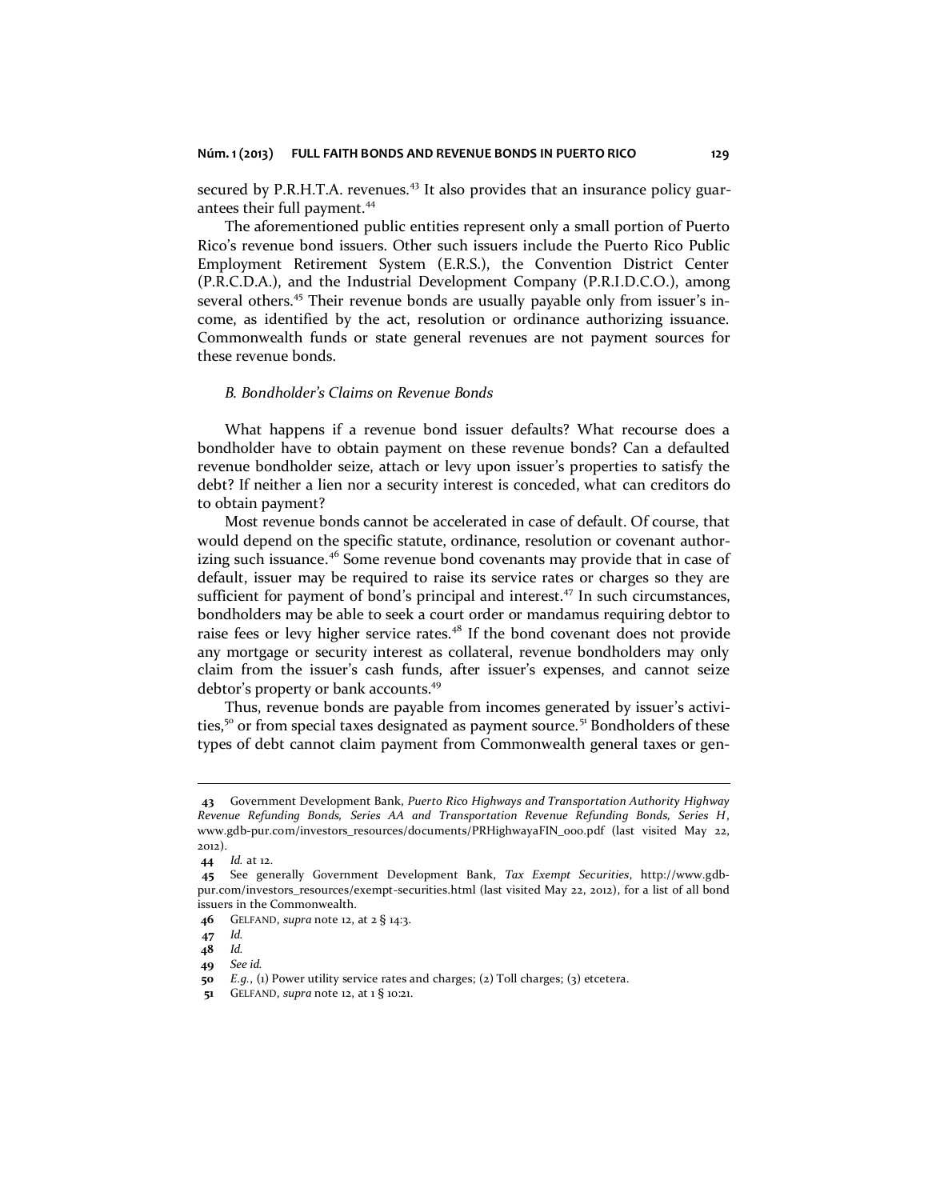secured by P.R.H.T.A. revenues.[43] It also provides that an insurance policy guarantees their full payment.[44]

The aforementioned public entities represent only a small portion of Puerto Rico's revenue bond issuers. Other such issuers include the Puerto Rico Public Employment Retirement System (E.R.S.), the Convention District Center (P.R.C.D.A.), and the Industrial Development Company (P.R.I.D.C.O.), among several others.[45] Their revenue bonds are usually payable only from issuer's income, as identified by the act, resolution or ordinance authorizing issuance. Commonwealth funds or state general revenues are not payment sources for these revenue bonds.

### *B. Bondholder's Claims on Revenue Bonds*

What happens if a revenue bond issuer defaults? What recourse does a bondholder have to obtain payment on these revenue bonds? Can a defaulted revenue bondholder seize, attach or levy upon issuer's properties to satisfy the debt? If neither a lien nor a security interest is conceded, what can creditors do to obtain payment?

Most revenue bonds cannot be accelerated in case of default. Of course, that would depend on the specific statute, ordinance, resolution or covenant authorizing such issuance.[46] Some revenue bond covenants may provide that in case of default, issuer may be required to raise its service rates or charges so they are sufficient for payment of bond's principal and interest.[47] In such circumstances, bondholders may be able to seek a court order or mandamus requiring debtor to raise fees or levy higher service rates.[48] If the bond covenant does not provide any mortgage or security interest as collateral, revenue bondholders may only claim from the issuer's cash funds, after issuer's expenses, and cannot seize debtor's property or bank accounts.[49]

Thus, revenue bonds are payable from incomes generated by issuer's activities,[50] or from special taxes designated as payment source.[51] Bondholders of these types of debt cannot claim payment from Commonwealth general taxes or gen-

---

**43** Government Development Bank, *Puerto Rico Highways and Transportation Authority Highway Revenue Refunding Bonds, Series AA and Transportation Revenue Refunding Bonds, Series H*, www.gdb-pur.com/investors_resources/documents/PRHighwayaFIN_000.pdf (last visited May 22, 2012).

**44** *Id.* at 12.

**45** See generally Government Development Bank, *Tax Exempt Securities*, http://www.gdb-pur.com/investors_resources/exempt-securities.html (last visited May 22, 2012), for a list of all bond issuers in the Commonwealth.

**46** GELFAND, *supra* note 12, at 2 § 14:3.

**47** *Id.*

**48** *Id.*

**49** *See id.*

**50** *E.g.*, (1) Power utility service rates and charges; (2) Toll charges; (3) etcetera.

**51** GELFAND, *supra* note 12, at 1 § 10:21.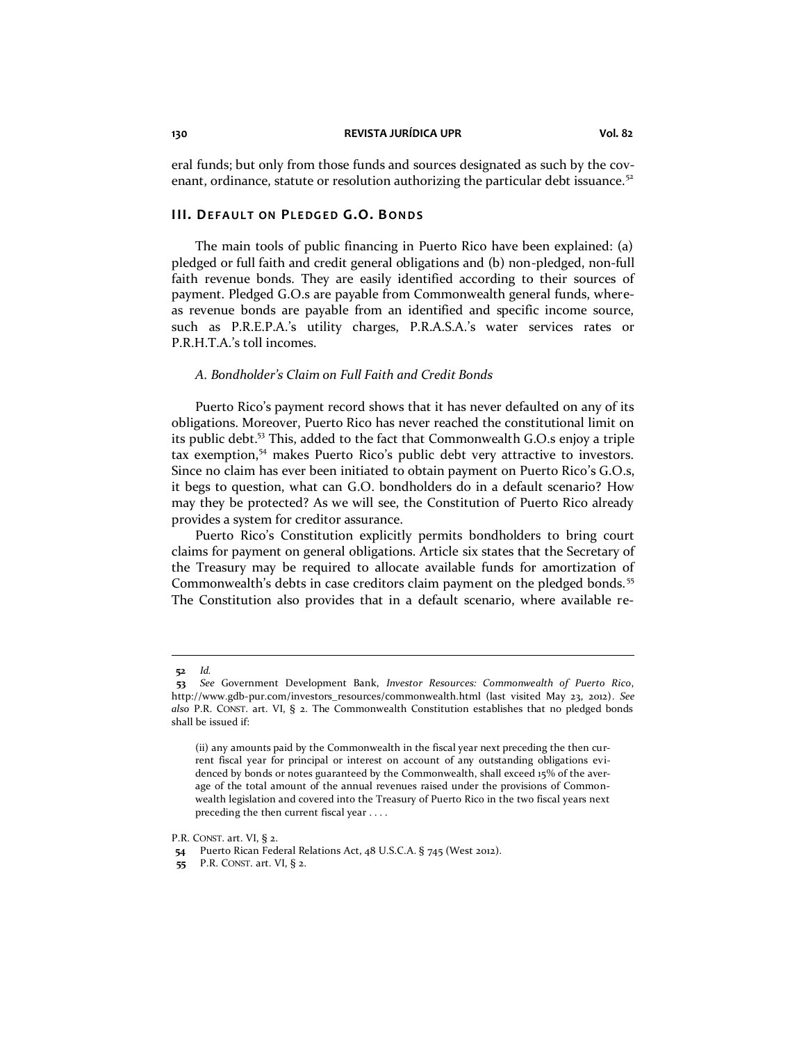eral funds; but only from those funds and sources designated as such by the covenant, ordinance, statute or resolution authorizing the particular debt issuance.[52]

## III. DEFAULT ON PLEDGED G.O. BONDS

The main tools of public financing in Puerto Rico have been explained: (a) pledged or full faith and credit general obligations and (b) non-pledged, non-full faith revenue bonds. They are easily identified according to their sources of payment. Pledged G.O.s are payable from Commonwealth general funds, whereas revenue bonds are payable from an identified and specific income source, such as P.R.E.P.A.'s utility charges, P.R.A.S.A.'s water services rates or P.R.H.T.A.'s toll incomes.

### *A. Bondholder's Claim on Full Faith and Credit Bonds*

Puerto Rico's payment record shows that it has never defaulted on any of its obligations. Moreover, Puerto Rico has never reached the constitutional limit on its public debt.[53] This, added to the fact that Commonwealth G.O.s enjoy a triple tax exemption,[54] makes Puerto Rico's public debt very attractive to investors. Since no claim has ever been initiated to obtain payment on Puerto Rico's G.O.s, it begs to question, what can G.O. bondholders do in a default scenario? How may they be protected? As we will see, the Constitution of Puerto Rico already provides a system for creditor assurance.

Puerto Rico's Constitution explicitly permits bondholders to bring court claims for payment on general obligations. Article six states that the Secretary of the Treasury may be required to allocate available funds for amortization of Commonwealth's debts in case creditors claim payment on the pledged bonds.[55] The Constitution also provides that in a default scenario, where available re-

---

**52** *Id.*

**53** *See* Government Development Bank, *Investor Resources: Commonwealth of Puerto Rico*, http://www.gdb-pur.com/investors_resources/commonwealth.html (last visited May 23, 2012). *See also* P.R. CONST. art. VI, § 2. The Commonwealth Constitution establishes that no pledged bonds shall be issued if:

> (ii) any amounts paid by the Commonwealth in the fiscal year next preceding the then current fiscal year for principal or interest on account of any outstanding obligations evidenced by bonds or notes guaranteed by the Commonwealth, shall exceed 15% of the average of the total amount of the annual revenues raised under the provisions of Commonwealth legislation and covered into the Treasury of Puerto Rico in the two fiscal years next preceding the then current fiscal year . . . .

P.R. CONST. art. VI, § 2.

**54** Puerto Rican Federal Relations Act, 48 U.S.C.A. § 745 (West 2012).

**55** P.R. CONST. art. VI, § 2.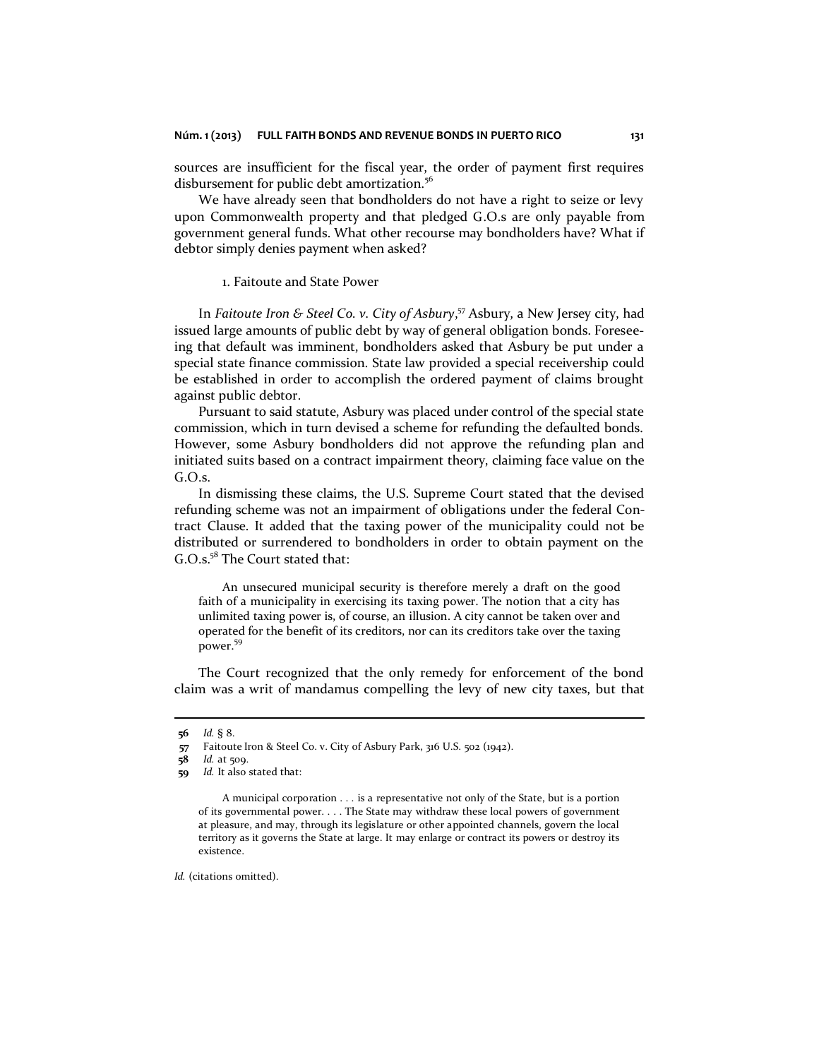sources are insufficient for the fiscal year, the order of payment first requires disbursement for public debt amortization.[56]

We have already seen that bondholders do not have a right to seize or levy upon Commonwealth property and that pledged G.O.s are only payable from government general funds. What other recourse may bondholders have? What if debtor simply denies payment when asked?

### 1. Faitoute and State Power

In *Faitoute Iron & Steel Co. v. City of Asbury*,[57] Asbury, a New Jersey city, had issued large amounts of public debt by way of general obligation bonds. Foreseeing that default was imminent, bondholders asked that Asbury be put under a special state finance commission. State law provided a special receivership could be established in order to accomplish the ordered payment of claims brought against public debtor.

Pursuant to said statute, Asbury was placed under control of the special state commission, which in turn devised a scheme for refunding the defaulted bonds. However, some Asbury bondholders did not approve the refunding plan and initiated suits based on a contract impairment theory, claiming face value on the G.O.s.

In dismissing these claims, the U.S. Supreme Court stated that the devised refunding scheme was not an impairment of obligations under the federal Contract Clause. It added that the taxing power of the municipality could not be distributed or surrendered to bondholders in order to obtain payment on the G.O.s.[58] The Court stated that:

> An unsecured municipal security is therefore merely a draft on the good faith of a municipality in exercising its taxing power. The notion that a city has unlimited taxing power is, of course, an illusion. A city cannot be taken over and operated for the benefit of its creditors, nor can its creditors take over the taxing power.[59]

The Court recognized that the only remedy for enforcement of the bond claim was a writ of mandamus compelling the levy of new city taxes, but that

---

**56** *Id.* § 8.

**57** Faitoute Iron & Steel Co. v. City of Asbury Park, 316 U.S. 502 (1942).

**58** *Id.* at 509.

**59** *Id.* It also stated that:

> A municipal corporation . . . is a representative not only of the State, but is a portion of its governmental power. . . . The State may withdraw these local powers of government at pleasure, and may, through its legislature or other appointed channels, govern the local territory as it governs the State at large. It may enlarge or contract its powers or destroy its existence.

*Id.* (citations omitted).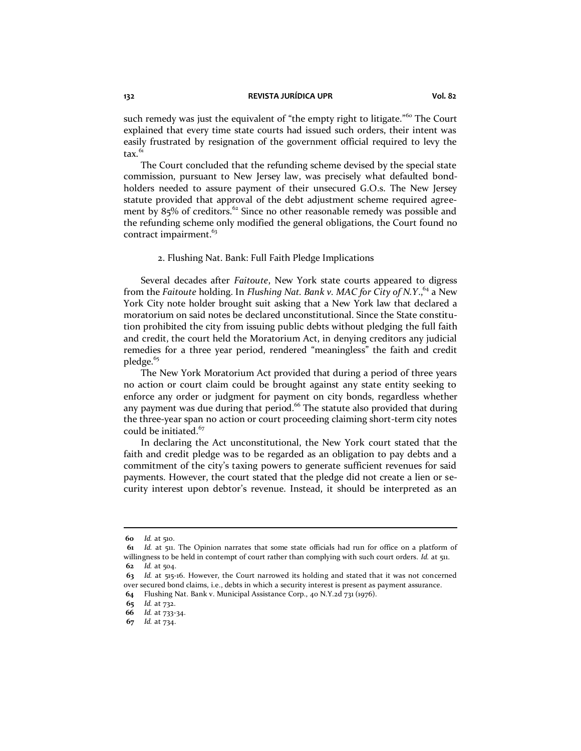such remedy was just the equivalent of "the empty right to litigate."[60] The Court explained that every time state courts had issued such orders, their intent was easily frustrated by resignation of the government official required to levy the tax.[61]

The Court concluded that the refunding scheme devised by the special state commission, pursuant to New Jersey law, was precisely what defaulted bondholders needed to assure payment of their unsecured G.O.s. The New Jersey statute provided that approval of the debt adjustment scheme required agreement by 85% of creditors.[62] Since no other reasonable remedy was possible and the refunding scheme only modified the general obligations, the Court found no contract impairment.[63]

### 2. Flushing Nat. Bank: Full Faith Pledge Implications

Several decades after *Faitoute*, New York state courts appeared to digress from the *Faitoute* holding. In *Flushing Nat. Bank v. MAC for City of N.Y.*,[64] a New York City note holder brought suit asking that a New York law that declared a moratorium on said notes be declared unconstitutional. Since the State constitution prohibited the city from issuing public debts without pledging the full faith and credit, the court held the Moratorium Act, in denying creditors any judicial remedies for a three year period, rendered "meaningless" the faith and credit pledge.[65]

The New York Moratorium Act provided that during a period of three years no action or court claim could be brought against any state entity seeking to enforce any order or judgment for payment on city bonds, regardless whether any payment was due during that period.[66] The statute also provided that during the three-year span no action or court proceeding claiming short-term city notes could be initiated.[67]

In declaring the Act unconstitutional, the New York court stated that the faith and credit pledge was to be regarded as an obligation to pay debts and a commitment of the city's taxing powers to generate sufficient revenues for said payments. However, the court stated that the pledge did not create a lien or security interest upon debtor's revenue. Instead, it should be interpreted as an

---

60 *Id.* at 510.

61 *Id.* at 511. The Opinion narrates that some state officials had run for office on a platform of willingness to be held in contempt of court rather than complying with such court orders. *Id.* at 511.

62 *Id.* at 504.

63 *Id.* at 515-16. However, the Court narrowed its holding and stated that it was not concerned over secured bond claims, i.e., debts in which a security interest is present as payment assurance.

64 Flushing Nat. Bank v. Municipal Assistance Corp., 40 N.Y.2d 731 (1976).

65 *Id.* at 732.

66 *Id.* at 733-34.

67 *Id.* at 734.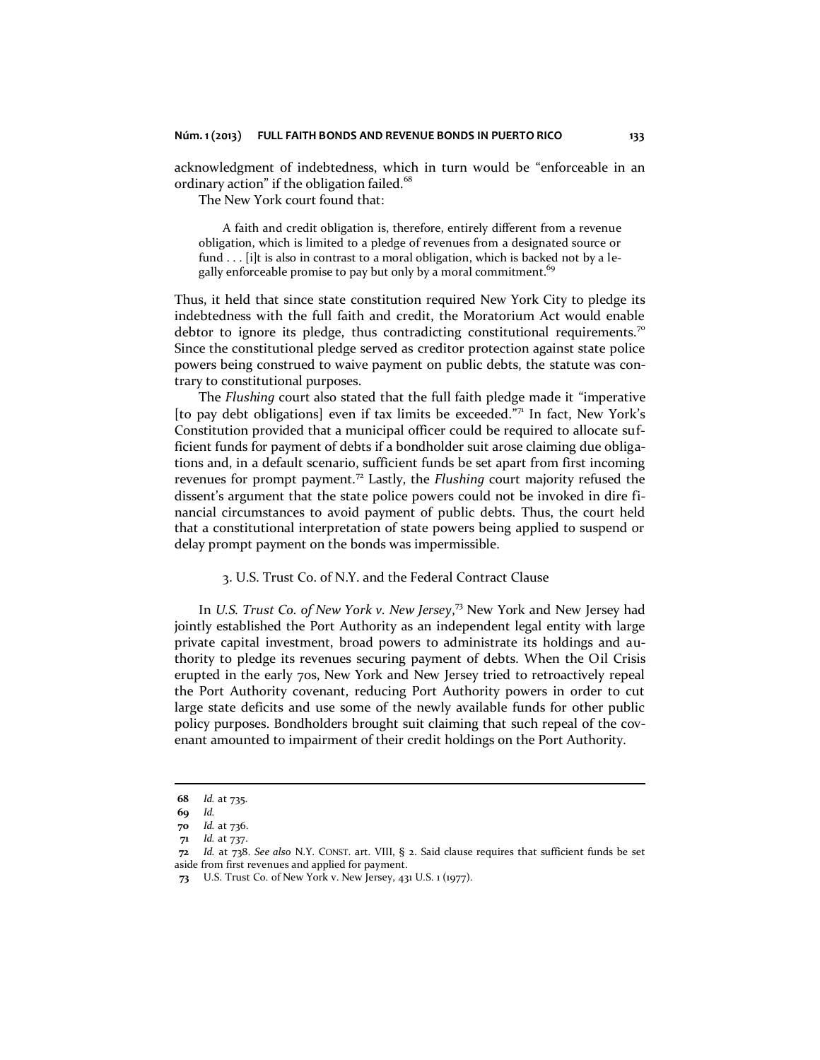acknowledgment of indebtedness, which in turn would be "enforceable in an ordinary action" if the obligation failed.[68]

The New York court found that:

> A faith and credit obligation is, therefore, entirely different from a revenue obligation, which is limited to a pledge of revenues from a designated source or fund . . . [i]t is also in contrast to a moral obligation, which is backed not by a legally enforceable promise to pay but only by a moral commitment.[69]

Thus, it held that since state constitution required New York City to pledge its indebtedness with the full faith and credit, the Moratorium Act would enable debtor to ignore its pledge, thus contradicting constitutional requirements.[70] Since the constitutional pledge served as creditor protection against state police powers being construed to waive payment on public debts, the statute was contrary to constitutional purposes.

The *Flushing* court also stated that the full faith pledge made it "imperative [to pay debt obligations] even if tax limits be exceeded."[71] In fact, New York's Constitution provided that a municipal officer could be required to allocate sufficient funds for payment of debts if a bondholder suit arose claiming due obligations and, in a default scenario, sufficient funds be set apart from first incoming revenues for prompt payment.[72] Lastly, the *Flushing* court majority refused the dissent's argument that the state police powers could not be invoked in dire financial circumstances to avoid payment of public debts. Thus, the court held that a constitutional interpretation of state powers being applied to suspend or delay prompt payment on the bonds was impermissible.

### 3. U.S. Trust Co. of N.Y. and the Federal Contract Clause

In *U.S. Trust Co. of New York v. New Jersey*,[73] New York and New Jersey had jointly established the Port Authority as an independent legal entity with large private capital investment, broad powers to administrate its holdings and authority to pledge its revenues securing payment of debts. When the Oil Crisis erupted in the early 70s, New York and New Jersey tried to retroactively repeal the Port Authority covenant, reducing Port Authority powers in order to cut large state deficits and use some of the newly available funds for other public policy purposes. Bondholders brought suit claiming that such repeal of the covenant amounted to impairment of their credit holdings on the Port Authority.

---

**68** *Id.* at 735.

**69** *Id.*

**70** *Id.* at 736.

**71** *Id.* at 737.

**72** *Id.* at 738. *See also* N.Y. CONST. art. VIII, § 2. Said clause requires that sufficient funds be set aside from first revenues and applied for payment.

**73** U.S. Trust Co. of New York v. New Jersey, 431 U.S. 1 (1977).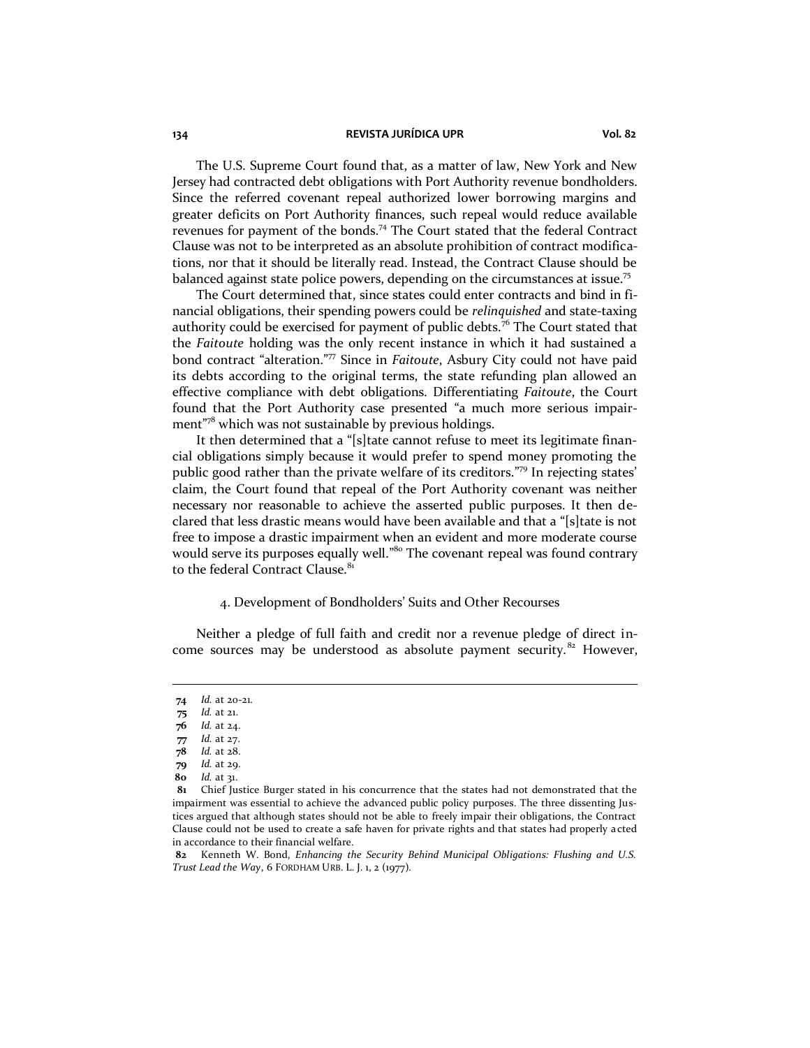The U.S. Supreme Court found that, as a matter of law, New York and New Jersey had contracted debt obligations with Port Authority revenue bondholders. Since the referred covenant repeal authorized lower borrowing margins and greater deficits on Port Authority finances, such repeal would reduce available revenues for payment of the bonds.[74] The Court stated that the federal Contract Clause was not to be interpreted as an absolute prohibition of contract modifications, nor that it should be literally read. Instead, the Contract Clause should be balanced against state police powers, depending on the circumstances at issue.[75]

The Court determined that, since states could enter contracts and bind in financial obligations, their spending powers could be *relinquished* and state-taxing authority could be exercised for payment of public debts.[76] The Court stated that the *Faitoute* holding was the only recent instance in which it had sustained a bond contract "alteration."[77] Since in *Faitoute*, Asbury City could not have paid its debts according to the original terms, the state refunding plan allowed an effective compliance with debt obligations. Differentiating *Faitoute*, the Court found that the Port Authority case presented "a much more serious impairment"[78] which was not sustainable by previous holdings.

It then determined that a "[s]tate cannot refuse to meet its legitimate financial obligations simply because it would prefer to spend money promoting the public good rather than the private welfare of its creditors."[79] In rejecting states' claim, the Court found that repeal of the Port Authority covenant was neither necessary nor reasonable to achieve the asserted public purposes. It then declared that less drastic means would have been available and that a "[s]tate is not free to impose a drastic impairment when an evident and more moderate course would serve its purposes equally well."[80] The covenant repeal was found contrary to the federal Contract Clause.[81]

### 4. Development of Bondholders' Suits and Other Recourses

Neither a pledge of full faith and credit nor a revenue pledge of direct income sources may be understood as absolute payment security.[82] However,

---

74 *Id.* at 20-21.

75 *Id.* at 21.

76 *Id.* at 24.

77 *Id.* at 27.

78 *Id.* at 28.

79 *Id.* at 29.

80 *Id.* at 31.

81 Chief Justice Burger stated in his concurrence that the states had not demonstrated that the impairment was essential to achieve the advanced public policy purposes. The three dissenting Justices argued that although states should not be able to freely impair their obligations, the Contract Clause could not be used to create a safe haven for private rights and that states had properly acted in accordance to their financial welfare.

82 Kenneth W. Bond, *Enhancing the Security Behind Municipal Obligations: Flushing and U.S. Trust Lead the Way*, 6 FORDHAM URB. L. J. 1, 2 (1977).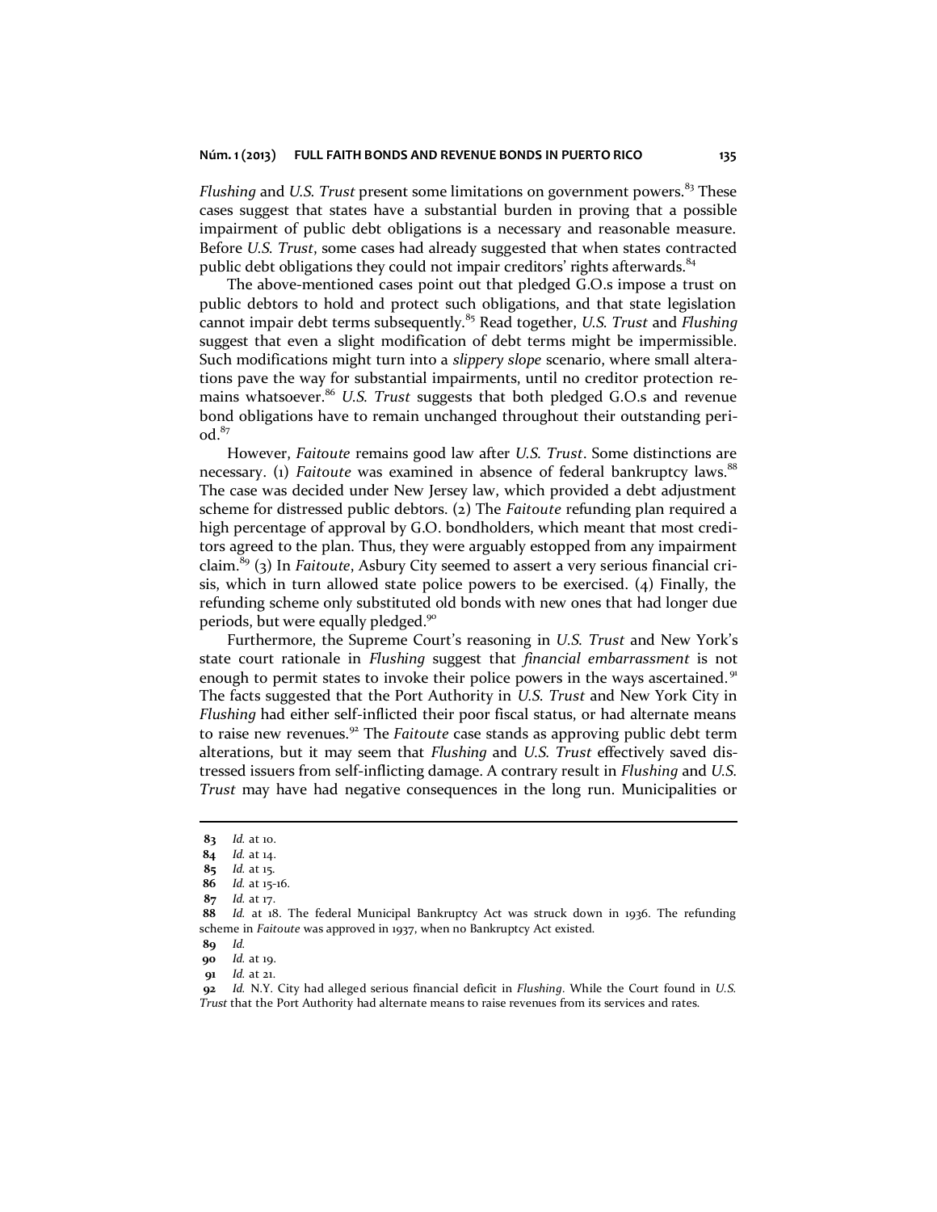*Flushing* and *U.S. Trust* present some limitations on government powers.[83] These cases suggest that states have a substantial burden in proving that a possible impairment of public debt obligations is a necessary and reasonable measure. Before *U.S. Trust*, some cases had already suggested that when states contracted public debt obligations they could not impair creditors' rights afterwards.[84]

The above-mentioned cases point out that pledged G.O.s impose a trust on public debtors to hold and protect such obligations, and that state legislation cannot impair debt terms subsequently.[85] Read together, *U.S. Trust* and *Flushing* suggest that even a slight modification of debt terms might be impermissible. Such modifications might turn into a *slippery slope* scenario, where small alterations pave the way for substantial impairments, until no creditor protection remains whatsoever.[86] *U.S. Trust* suggests that both pledged G.O.s and revenue bond obligations have to remain unchanged throughout their outstanding period.[87]

However, *Faitoute* remains good law after *U.S. Trust*. Some distinctions are necessary. (1) *Faitoute* was examined in absence of federal bankruptcy laws.[88] The case was decided under New Jersey law, which provided a debt adjustment scheme for distressed public debtors. (2) The *Faitoute* refunding plan required a high percentage of approval by G.O. bondholders, which meant that most creditors agreed to the plan. Thus, they were arguably estopped from any impairment claim.[89] (3) In *Faitoute*, Asbury City seemed to assert a very serious financial crisis, which in turn allowed state police powers to be exercised. (4) Finally, the refunding scheme only substituted old bonds with new ones that had longer due periods, but were equally pledged.[90]

Furthermore, the Supreme Court's reasoning in *U.S. Trust* and New York's state court rationale in *Flushing* suggest that *financial embarrassment* is not enough to permit states to invoke their police powers in the ways ascertained.[91] The facts suggested that the Port Authority in *U.S. Trust* and New York City in *Flushing* had either self-inflicted their poor fiscal status, or had alternate means to raise new revenues.[92] The *Faitoute* case stands as approving public debt term alterations, but it may seem that *Flushing* and *U.S. Trust* effectively saved distressed issuers from self-inflicting damage. A contrary result in *Flushing* and *U.S. Trust* may have had negative consequences in the long run. Municipalities or

---

**83** *Id.* at 10.

**84** *Id.* at 14.

**85** *Id.* at 15.

**86** *Id.* at 15-16.

**87** *Id.* at 17.

**88** *Id.* at 18. The federal Municipal Bankruptcy Act was struck down in 1936. The refunding scheme in *Faitoute* was approved in 1937, when no Bankruptcy Act existed.

**89** *Id.*

**90** *Id.* at 19.

**91** *Id.* at 21.

**92** *Id.* N.Y. City had alleged serious financial deficit in *Flushing*. While the Court found in *U.S. Trust* that the Port Authority had alternate means to raise revenues from its services and rates.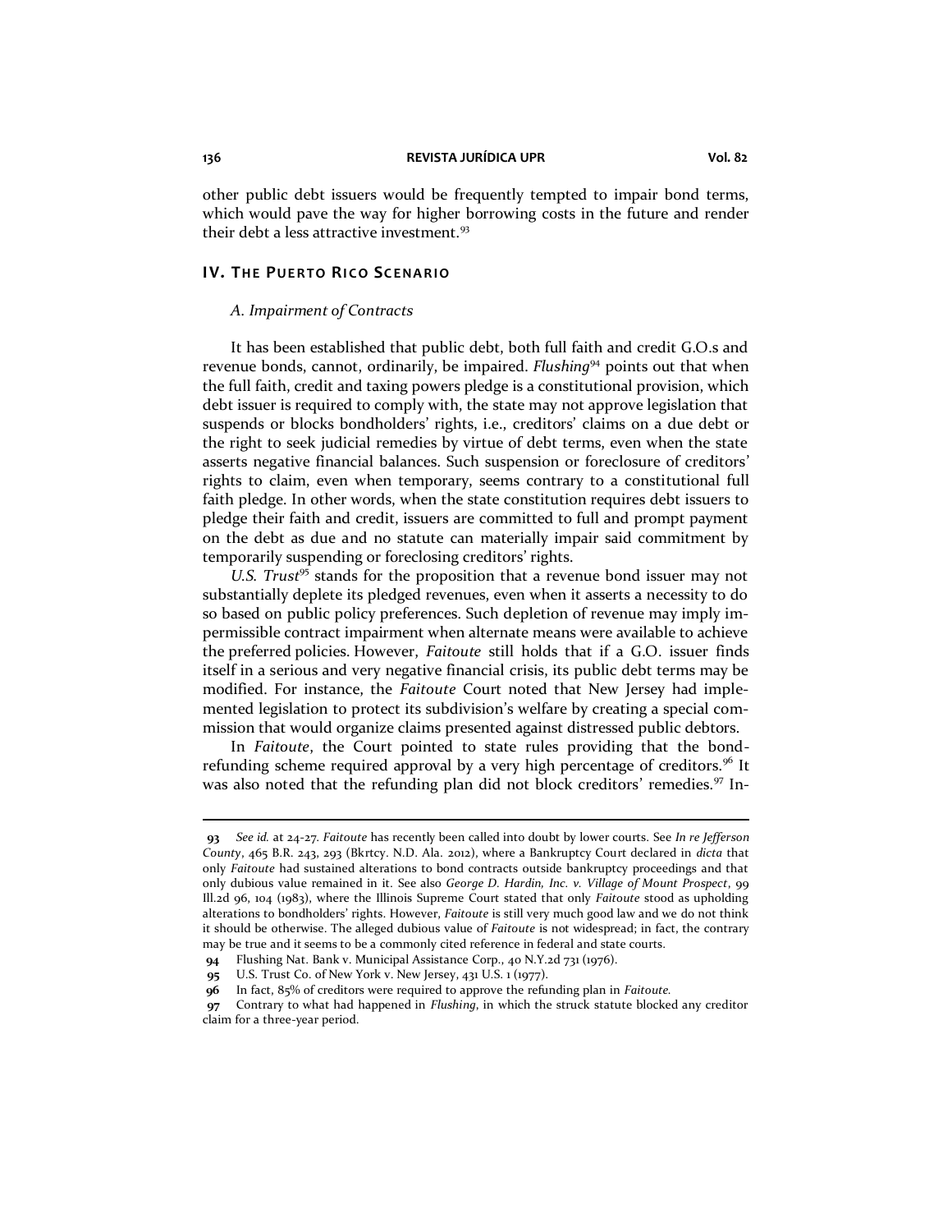other public debt issuers would be frequently tempted to impair bond terms, which would pave the way for higher borrowing costs in the future and render their debt a less attractive investment.[93]

## IV. THE PUERTO RICO SCENARIO

### *A. Impairment of Contracts*

It has been established that public debt, both full faith and credit G.O.s and revenue bonds, cannot, ordinarily, be impaired. *Flushing*[94] points out that when the full faith, credit and taxing powers pledge is a constitutional provision, which debt issuer is required to comply with, the state may not approve legislation that suspends or blocks bondholders' rights, i.e., creditors' claims on a due debt or the right to seek judicial remedies by virtue of debt terms, even when the state asserts negative financial balances. Such suspension or foreclosure of creditors' rights to claim, even when temporary, seems contrary to a constitutional full faith pledge. In other words, when the state constitution requires debt issuers to pledge their faith and credit, issuers are committed to full and prompt payment on the debt as due and no statute can materially impair said commitment by temporarily suspending or foreclosing creditors' rights.

*U.S. Trust*[95] stands for the proposition that a revenue bond issuer may not substantially deplete its pledged revenues, even when it asserts a necessity to do so based on public policy preferences. Such depletion of revenue may imply impermissible contract impairment when alternate means were available to achieve the preferred policies. However, *Faitoute* still holds that if a G.O. issuer finds itself in a serious and very negative financial crisis, its public debt terms may be modified. For instance, the *Faitoute* Court noted that New Jersey had implemented legislation to protect its subdivision's welfare by creating a special commission that would organize claims presented against distressed public debtors.

In *Faitoute*, the Court pointed to state rules providing that the bond-refunding scheme required approval by a very high percentage of creditors.[96] It was also noted that the refunding plan did not block creditors' remedies.[97] In-

---

93 *See id.* at 24-27. *Faitoute* has recently been called into doubt by lower courts. See *In re Jefferson County*, 465 B.R. 243, 293 (Bkrtcy. N.D. Ala. 2012), where a Bankruptcy Court declared in *dicta* that only *Faitoute* had sustained alterations to bond contracts outside bankruptcy proceedings and that only dubious value remained in it. See also *George D. Hardin, Inc. v. Village of Mount Prospect*, 99 Ill.2d 96, 104 (1983), where the Illinois Supreme Court stated that only *Faitoute* stood as upholding alterations to bondholders' rights. However, *Faitoute* is still very much good law and we do not think it should be otherwise. The alleged dubious value of *Faitoute* is not widespread; in fact, the contrary may be true and it seems to be a commonly cited reference in federal and state courts.

94 Flushing Nat. Bank v. Municipal Assistance Corp., 40 N.Y.2d 731 (1976).

95 U.S. Trust Co. of New York v. New Jersey, 431 U.S. 1 (1977).

96 In fact, 85% of creditors were required to approve the refunding plan in *Faitoute*.

97 Contrary to what had happened in *Flushing*, in which the struck statute blocked any creditor claim for a three-year period.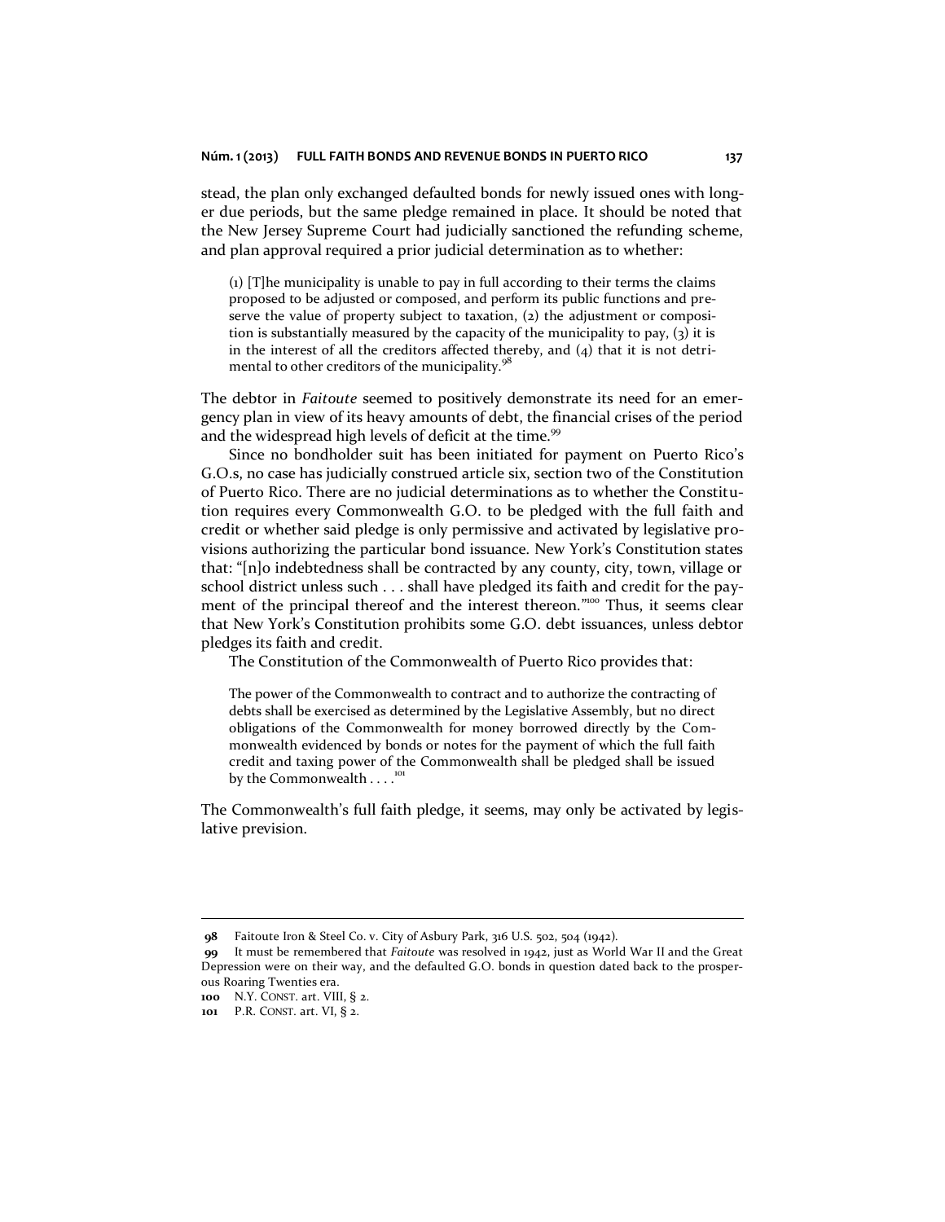stead, the plan only exchanged defaulted bonds for newly issued ones with longer due periods, but the same pledge remained in place. It should be noted that the New Jersey Supreme Court had judicially sanctioned the refunding scheme, and plan approval required a prior judicial determination as to whether:

> (1) [T]he municipality is unable to pay in full according to their terms the claims proposed to be adjusted or composed, and perform its public functions and preserve the value of property subject to taxation, (2) the adjustment or composition is substantially measured by the capacity of the municipality to pay, (3) it is in the interest of all the creditors affected thereby, and (4) that it is not detrimental to other creditors of the municipality.[98]

The debtor in *Faitoute* seemed to positively demonstrate its need for an emergency plan in view of its heavy amounts of debt, the financial crises of the period and the widespread high levels of deficit at the time.[99]

Since no bondholder suit has been initiated for payment on Puerto Rico's G.O.s, no case has judicially construed article six, section two of the Constitution of Puerto Rico. There are no judicial determinations as to whether the Constitution requires every Commonwealth G.O. to be pledged with the full faith and credit or whether said pledge is only permissive and activated by legislative provisions authorizing the particular bond issuance. New York's Constitution states that: "[n]o indebtedness shall be contracted by any county, city, town, village or school district unless such . . . shall have pledged its faith and credit for the payment of the principal thereof and the interest thereon."[100] Thus, it seems clear that New York's Constitution prohibits some G.O. debt issuances, unless debtor pledges its faith and credit.

The Constitution of the Commonwealth of Puerto Rico provides that:

> The power of the Commonwealth to contract and to authorize the contracting of debts shall be exercised as determined by the Legislative Assembly, but no direct obligations of the Commonwealth for money borrowed directly by the Commonwealth evidenced by bonds or notes for the payment of which the full faith credit and taxing power of the Commonwealth shall be pledged shall be issued by the Commonwealth . . . .[101]

The Commonwealth's full faith pledge, it seems, may only be activated by legislative prevision.

---

**98** Faitoute Iron & Steel Co. v. City of Asbury Park, 316 U.S. 502, 504 (1942).

**99** It must be remembered that *Faitoute* was resolved in 1942, just as World War II and the Great Depression were on their way, and the defaulted G.O. bonds in question dated back to the prosperous Roaring Twenties era.

**100** N.Y. CONST. art. VIII, § 2.

**101** P.R. CONST. art. VI, § 2.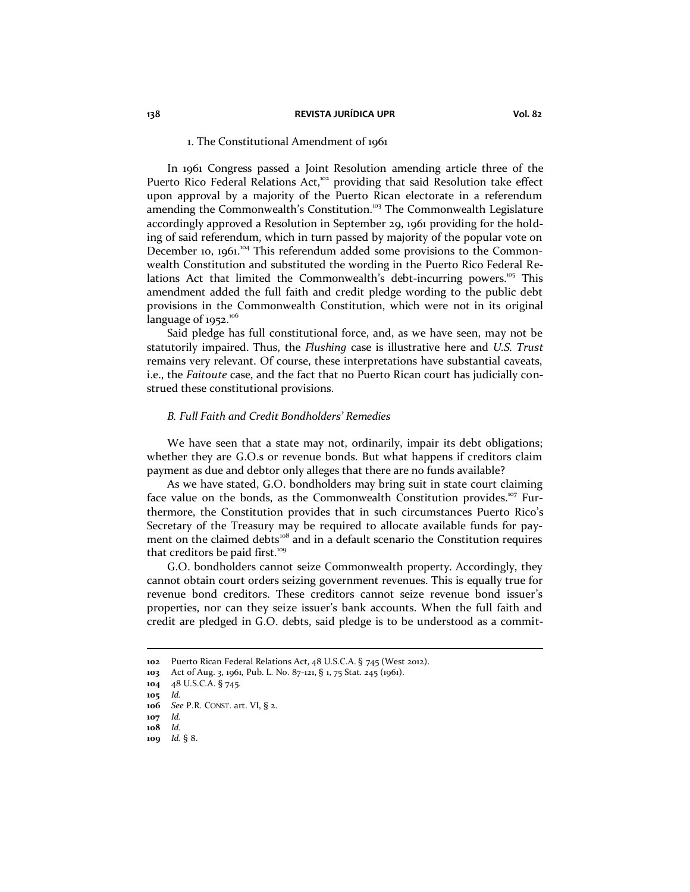#### 1. The Constitutional Amendment of 1961

In 1961 Congress passed a Joint Resolution amending article three of the Puerto Rico Federal Relations Act,[102] providing that said Resolution take effect upon approval by a majority of the Puerto Rican electorate in a referendum amending the Commonwealth's Constitution.[103] The Commonwealth Legislature accordingly approved a Resolution in September 29, 1961 providing for the holding of said referendum, which in turn passed by majority of the popular vote on December 10, 1961.[104] This referendum added some provisions to the Commonwealth Constitution and substituted the wording in the Puerto Rico Federal Relations Act that limited the Commonwealth's debt-incurring powers.[105] This amendment added the full faith and credit pledge wording to the public debt provisions in the Commonwealth Constitution, which were not in its original language of 1952.[106]

Said pledge has full constitutional force, and, as we have seen, may not be statutorily impaired. Thus, the *Flushing* case is illustrative here and *U.S. Trust* remains very relevant. Of course, these interpretations have substantial caveats, i.e., the *Faitoute* case, and the fact that no Puerto Rican court has judicially construed these constitutional provisions.

### *B. Full Faith and Credit Bondholders' Remedies*

We have seen that a state may not, ordinarily, impair its debt obligations; whether they are G.O.s or revenue bonds. But what happens if creditors claim payment as due and debtor only alleges that there are no funds available?

As we have stated, G.O. bondholders may bring suit in state court claiming face value on the bonds, as the Commonwealth Constitution provides.[107] Furthermore, the Constitution provides that in such circumstances Puerto Rico's Secretary of the Treasury may be required to allocate available funds for payment on the claimed debts[108] and in a default scenario the Constitution requires that creditors be paid first.[109]

G.O. bondholders cannot seize Commonwealth property. Accordingly, they cannot obtain court orders seizing government revenues. This is equally true for revenue bond creditors. These creditors cannot seize revenue bond issuer's properties, nor can they seize issuer's bank accounts. When the full faith and credit are pledged in G.O. debts, said pledge is to be understood as a commit-

---

**102** Puerto Rican Federal Relations Act, 48 U.S.C.A. § 745 (West 2012).

**103** Act of Aug. 3, 1961, Pub. L. No. 87-121, § 1, 75 Stat. 245 (1961).

**104** 48 U.S.C.A. § 745.

**105** *Id.*

**106** *See* P.R. CONST. art. VI, § 2.

**107** *Id.*

**108** *Id.*

**109** *Id.* § 8.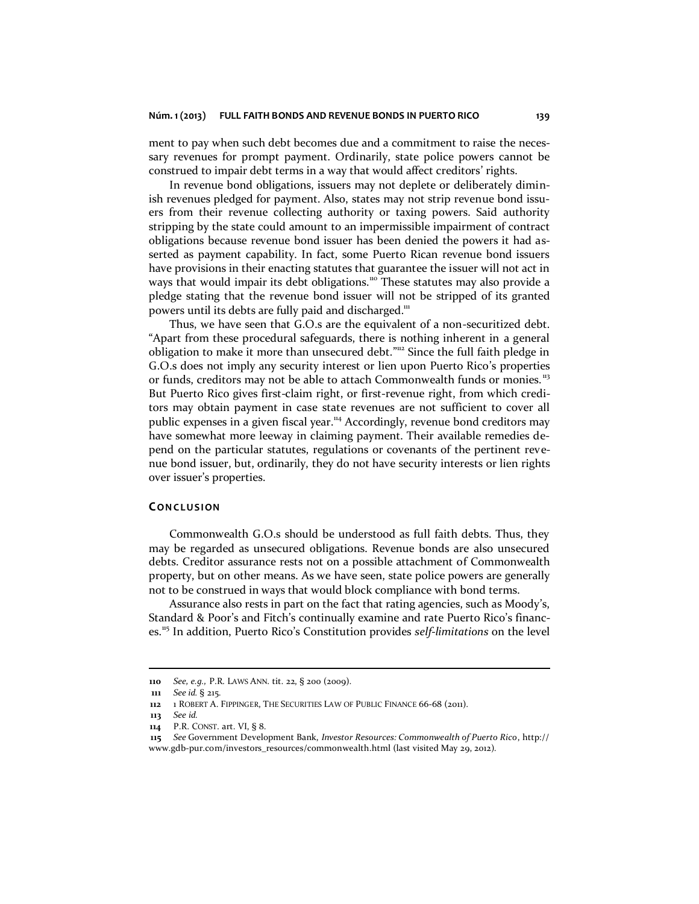ment to pay when such debt becomes due and a commitment to raise the necessary revenues for prompt payment. Ordinarily, state police powers cannot be construed to impair debt terms in a way that would affect creditors' rights.

In revenue bond obligations, issuers may not deplete or deliberately diminish revenues pledged for payment. Also, states may not strip revenue bond issuers from their revenue collecting authority or taxing powers. Said authority stripping by the state could amount to an impermissible impairment of contract obligations because revenue bond issuer has been denied the powers it had asserted as payment capability. In fact, some Puerto Rican revenue bond issuers have provisions in their enacting statutes that guarantee the issuer will not act in ways that would impair its debt obligations.[110] These statutes may also provide a pledge stating that the revenue bond issuer will not be stripped of its granted powers until its debts are fully paid and discharged.[111]

Thus, we have seen that G.O.s are the equivalent of a non-securitized debt. "Apart from these procedural safeguards, there is nothing inherent in a general obligation to make it more than unsecured debt."[112] Since the full faith pledge in G.O.s does not imply any security interest or lien upon Puerto Rico's properties or funds, creditors may not be able to attach Commonwealth funds or monies.[113] But Puerto Rico gives first-claim right, or first-revenue right, from which creditors may obtain payment in case state revenues are not sufficient to cover all public expenses in a given fiscal year.[114] Accordingly, revenue bond creditors may have somewhat more leeway in claiming payment. Their available remedies depend on the particular statutes, regulations or covenants of the pertinent revenue bond issuer, but, ordinarily, they do not have security interests or lien rights over issuer's properties.

## CONCLUSION

Commonwealth G.O.s should be understood as full faith debts. Thus, they may be regarded as unsecured obligations. Revenue bonds are also unsecured debts. Creditor assurance rests not on a possible attachment of Commonwealth property, but on other means. As we have seen, state police powers are generally not to be construed in ways that would block compliance with bond terms.

Assurance also rests in part on the fact that rating agencies, such as Moody's, Standard & Poor's and Fitch's continually examine and rate Puerto Rico's finances.[115] In addition, Puerto Rico's Constitution provides *self-limitations* on the level

---

**110** *See, e.g.,* P.R. LAWS ANN. tit. 22, § 200 (2009).

**111** *See id.* § 215.

**112** 1 ROBERT A. FIPPINGER, THE SECURITIES LAW OF PUBLIC FINANCE 66-68 (2011).

**113** *See id.*

**114** P.R. CONST. art. VI, § 8.

**115** *See* Government Development Bank, *Investor Resources: Commonwealth of Puerto Rico*, http://www.gdb-pur.com/investors_resources/commonwealth.html (last visited May 29, 2012).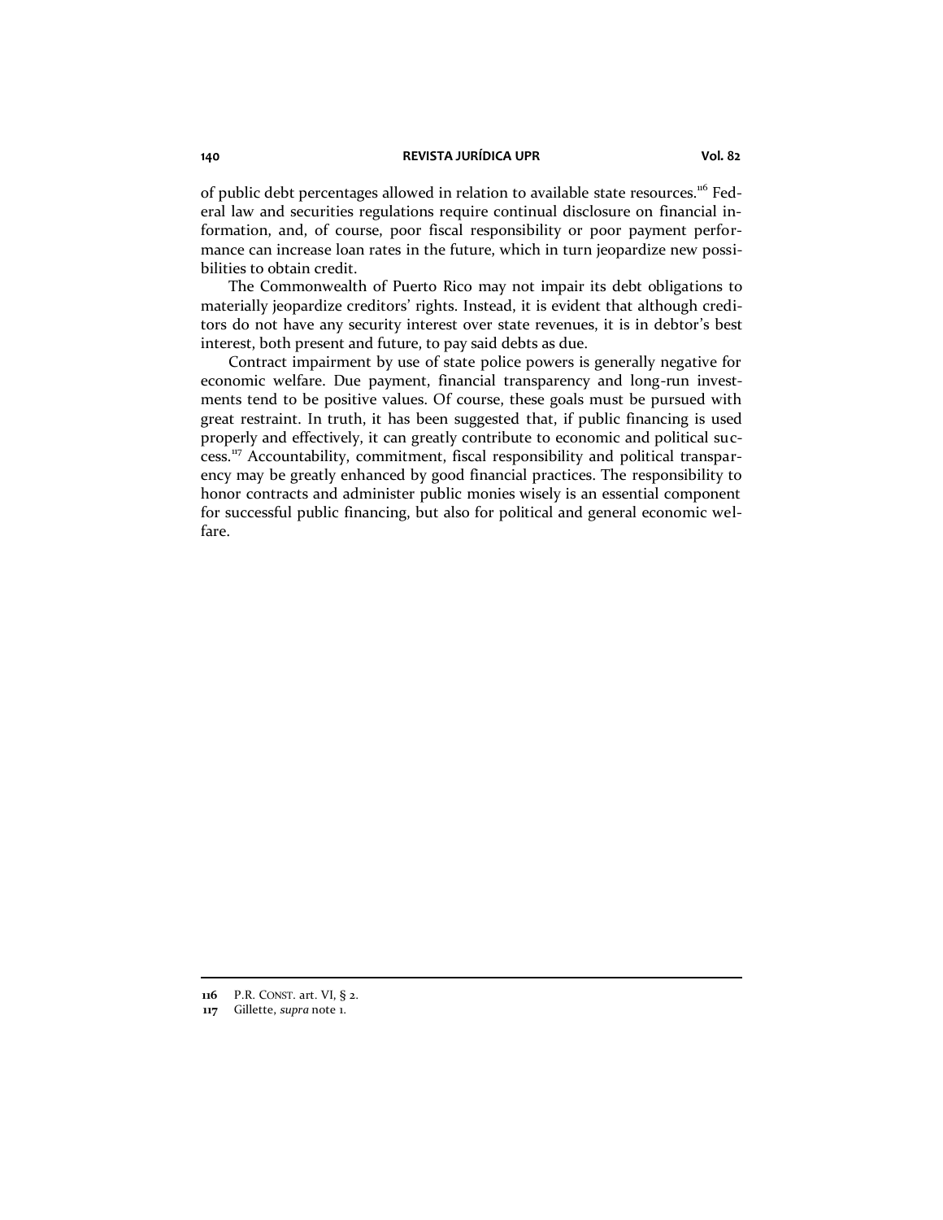of public debt percentages allowed in relation to available state resources.[116] Federal law and securities regulations require continual disclosure on financial information, and, of course, poor fiscal responsibility or poor payment performance can increase loan rates in the future, which in turn jeopardize new possibilities to obtain credit.

The Commonwealth of Puerto Rico may not impair its debt obligations to materially jeopardize creditors' rights. Instead, it is evident that although creditors do not have any security interest over state revenues, it is in debtor's best interest, both present and future, to pay said debts as due.

Contract impairment by use of state police powers is generally negative for economic welfare. Due payment, financial transparency and long-run investments tend to be positive values. Of course, these goals must be pursued with great restraint. In truth, it has been suggested that, if public financing is used properly and effectively, it can greatly contribute to economic and political success.[117] Accountability, commitment, fiscal responsibility and political transparency may be greatly enhanced by good financial practices. The responsibility to honor contracts and administer public monies wisely is an essential component for successful public financing, but also for political and general economic welfare.

---

**116** P.R. CONST. art. VI, § 2.

**117** Gillette, *supra* note 1.